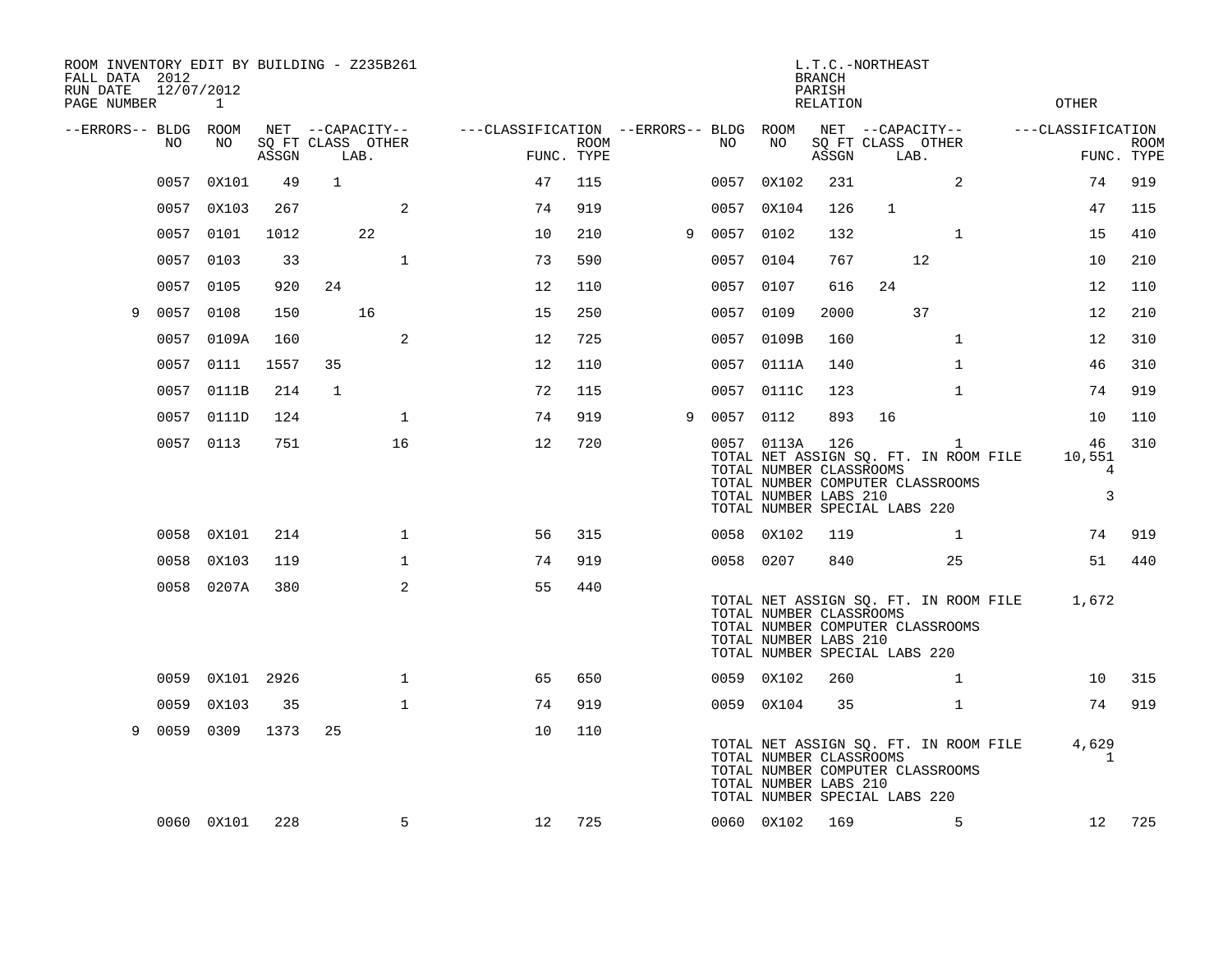ROOM INVENTORY EDIT BY BUILDING - Z235B261
FALL DATA 2012
RUN DATE 12/07/2012
PAGE NUMBER 1

L.T.C.-NORTHEAST
BRANCH
PARISH
RELATION
OTHER

| --ERRORS-- | BLDG NO | ROOM NO | NET SQ FT ASSGN | CAPACITY CLASS | CAPACITY LAB. | CAPACITY OTHER | CLASSIFICATION FUNC. | ROOM TYPE | --ERRORS-- | BLDG NO | ROOM NO | NET SQ FT ASSGN | CAPACITY CLASS | CAPACITY LAB. | CAPACITY OTHER | CLASSIFICATION FUNC. | ROOM TYPE |
|---|---|---|---|---|---|---|---|---|---|---|---|---|---|---|---|---|---|
| | 0057 | 0X101 | 49 | 1 | | | 47 | 115 | | 0057 | 0X102 | 231 | | | 2 | 74 | 919 |
| | 0057 | 0X103 | 267 | | | 2 | 74 | 919 | | 0057 | 0X104 | 126 | 1 | | | 47 | 115 |
| | 0057 | 0101 | 1012 | | 22 | | 10 | 210 | 9 | 0057 | 0102 | 132 | | | 1 | 15 | 410 |
| | 0057 | 0103 | 33 | | | 1 | 73 | 590 | | 0057 | 0104 | 767 | | 12 | | 10 | 210 |
| | 0057 | 0105 | 920 | 24 | | | 12 | 110 | | 0057 | 0107 | 616 | 24 | | | 12 | 110 |
| 9 | 0057 | 0108 | 150 | | 16 | | 15 | 250 | | 0057 | 0109 | 2000 | | 37 | | 12 | 210 |
| | 0057 | 0109A | 160 | | | 2 | 12 | 725 | | 0057 | 0109B | 160 | | | 1 | 12 | 310 |
| | 0057 | 0111 | 1557 | 35 | | | 12 | 110 | | 0057 | 0111A | 140 | | | 1 | 46 | 310 |
| | 0057 | 0111B | 214 | 1 | | | 72 | 115 | | 0057 | 0111C | 123 | | | 1 | 74 | 919 |
| | 0057 | 0111D | 124 | | | 1 | 74 | 919 | 9 | 0057 | 0112 | 893 | 16 | | | 10 | 110 |
| | 0057 | 0113 | 751 | | | 16 | 12 | 720 | | 0057 | 0113A | 126 | | | 1 | 46 | 310 |

TOTAL NET ASSIGN SQ. FT. IN ROOM FILE 10,551
TOTAL NUMBER CLASSROOMS 4
TOTAL NUMBER COMPUTER CLASSROOMS
TOTAL NUMBER LABS 210 3
TOTAL NUMBER SPECIAL LABS 220

| --ERRORS-- | BLDG NO | ROOM NO | NET SQ FT ASSGN | CAPACITY CLASS | CAPACITY LAB. | CAPACITY OTHER | CLASSIFICATION FUNC. | ROOM TYPE | --ERRORS-- | BLDG NO | ROOM NO | NET SQ FT ASSGN | CAPACITY CLASS | CAPACITY LAB. | CAPACITY OTHER | CLASSIFICATION FUNC. | ROOM TYPE |
|---|---|---|---|---|---|---|---|---|---|---|---|---|---|---|---|---|---|
| | 0058 | 0X101 | 214 | | | 1 | 56 | 315 | | 0058 | 0X102 | 119 | | | 1 | 74 | 919 |
| | 0058 | 0X103 | 119 | | | 1 | 74 | 919 | | 0058 | 0207 | 840 | | | 25 | 51 | 440 |
| | 0058 | 0207A | 380 | | | 2 | 55 | 440 | | | | | | | | | |

TOTAL NET ASSIGN SQ. FT. IN ROOM FILE 1,672
TOTAL NUMBER CLASSROOMS
TOTAL NUMBER COMPUTER CLASSROOMS
TOTAL NUMBER LABS 210
TOTAL NUMBER SPECIAL LABS 220

| --ERRORS-- | BLDG NO | ROOM NO | NET SQ FT ASSGN | CAPACITY CLASS | CAPACITY LAB. | CAPACITY OTHER | CLASSIFICATION FUNC. | ROOM TYPE | --ERRORS-- | BLDG NO | ROOM NO | NET SQ FT ASSGN | CAPACITY CLASS | CAPACITY LAB. | CAPACITY OTHER | CLASSIFICATION FUNC. | ROOM TYPE |
|---|---|---|---|---|---|---|---|---|---|---|---|---|---|---|---|---|---|
| | 0059 | 0X101 | 2926 | | | 1 | 65 | 650 | | 0059 | 0X102 | 260 | | | 1 | 10 | 315 |
| | 0059 | 0X103 | 35 | | | 1 | 74 | 919 | | 0059 | 0X104 | 35 | | | 1 | 74 | 919 |
| 9 | 0059 | 0309 | 1373 | 25 | | | 10 | 110 | | | | | | | | | |

TOTAL NET ASSIGN SQ. FT. IN ROOM FILE 4,629
TOTAL NUMBER CLASSROOMS 1
TOTAL NUMBER COMPUTER CLASSROOMS
TOTAL NUMBER LABS 210
TOTAL NUMBER SPECIAL LABS 220

| --ERRORS-- | BLDG NO | ROOM NO | NET SQ FT ASSGN | CAPACITY CLASS | CAPACITY LAB. | CAPACITY OTHER | CLASSIFICATION FUNC. | ROOM TYPE | --ERRORS-- | BLDG NO | ROOM NO | NET SQ FT ASSGN | CAPACITY CLASS | CAPACITY LAB. | CAPACITY OTHER | CLASSIFICATION FUNC. | ROOM TYPE |
|---|---|---|---|---|---|---|---|---|---|---|---|---|---|---|---|---|---|
| | 0060 | 0X101 | 228 | | | 5 | 12 | 725 | | 0060 | 0X102 | 169 | | | 5 | 12 | 725 |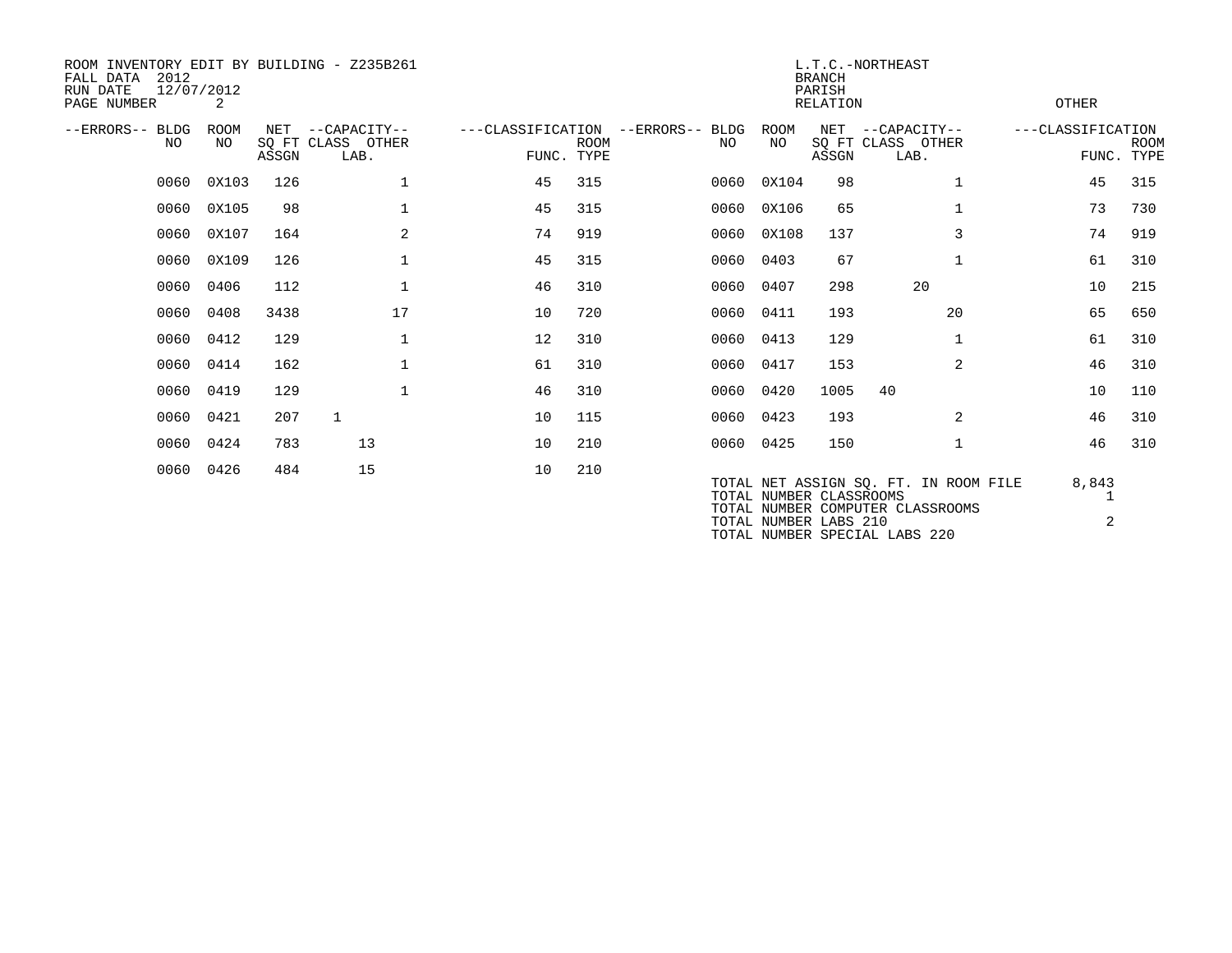ROOM INVENTORY EDIT BY BUILDING - Z235B261
FALL DATA 2012
RUN DATE 12/07/2012
PAGE NUMBER 2

L.T.C.-NORTHEAST
BRANCH
PARISH
RELATION

OTHER

| --ERRORS-- | BLDG NO | ROOM NO | NET SQ FT ASSGN | --CAPACITY-- CLASS | LAB. | OTHER | ---CLASSIFICATION FUNC. | ROOM TYPE | --ERRORS-- | BLDG NO | ROOM NO | NET SQ FT ASSGN | --CAPACITY-- CLASS | LAB. | OTHER | ---CLASSIFICATION FUNC. | ROOM TYPE |
|---|---|---|---|---|---|---|---|---|---|---|---|---|---|---|---|---|---|
| | 0060 | 0X103 | 126 | | | 1 | 45 | 315 | | 0060 | 0X104 | 98 | | | 1 | 45 | 315 |
| | 0060 | 0X105 | 98 | | | 1 | 45 | 315 | | 0060 | 0X106 | 65 | | | 1 | 73 | 730 |
| | 0060 | 0X107 | 164 | | | 2 | 74 | 919 | | 0060 | 0X108 | 137 | | | 3 | 74 | 919 |
| | 0060 | 0X109 | 126 | | | 1 | 45 | 315 | | 0060 | 0403 | 67 | | | 1 | 61 | 310 |
| | 0060 | 0406 | 112 | | | 1 | 46 | 310 | | 0060 | 0407 | 298 | | 20 | | 10 | 215 |
| | 0060 | 0408 | 3438 | | | 17 | 10 | 720 | | 0060 | 0411 | 193 | | | 20 | 65 | 650 |
| | 0060 | 0412 | 129 | | | 1 | 12 | 310 | | 0060 | 0413 | 129 | | | 1 | 61 | 310 |
| | 0060 | 0414 | 162 | | | 1 | 61 | 310 | | 0060 | 0417 | 153 | | | 2 | 46 | 310 |
| | 0060 | 0419 | 129 | | | 1 | 46 | 310 | | 0060 | 0420 | 1005 | 40 | | | 10 | 110 |
| | 0060 | 0421 | 207 | 1 | | | 10 | 115 | | 0060 | 0423 | 193 | | | 2 | 46 | 310 |
| | 0060 | 0424 | 783 | | 13 | | 10 | 210 | | 0060 | 0425 | 150 | | | 1 | 46 | 310 |
| | 0060 | 0426 | 484 | | 15 | | 10 | 210 | | | | | | | | | |

TOTAL NET ASSIGN SQ. FT. IN ROOM FILE 8,843
TOTAL NUMBER CLASSROOMS 1
TOTAL NUMBER COMPUTER CLASSROOMS
TOTAL NUMBER LABS 210 2
TOTAL NUMBER SPECIAL LABS 220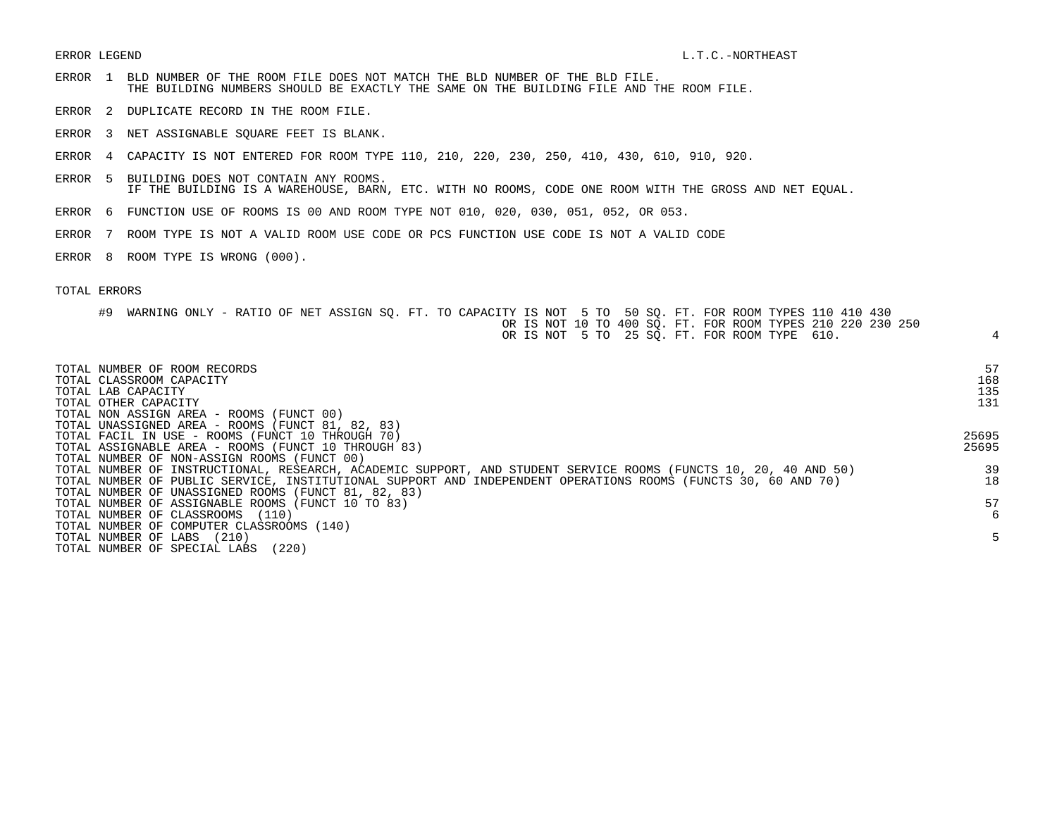ERROR LEGEND

L.T.C.-NORTHEAST

ERROR 1 BLD NUMBER OF THE ROOM FILE DOES NOT MATCH THE BLD NUMBER OF THE BLD FILE.
THE BUILDING NUMBERS SHOULD BE EXACTLY THE SAME ON THE BUILDING FILE AND THE ROOM FILE.

ERROR 2 DUPLICATE RECORD IN THE ROOM FILE.

ERROR 3 NET ASSIGNABLE SQUARE FEET IS BLANK.

ERROR 4 CAPACITY IS NOT ENTERED FOR ROOM TYPE 110, 210, 220, 230, 250, 410, 430, 610, 910, 920.

ERROR 5 BUILDING DOES NOT CONTAIN ANY ROOMS.
IF THE BUILDING IS A WAREHOUSE, BARN, ETC. WITH NO ROOMS, CODE ONE ROOM WITH THE GROSS AND NET EQUAL.

ERROR 6 FUNCTION USE OF ROOMS IS 00 AND ROOM TYPE NOT 010, 020, 030, 051, 052, OR 053.

ERROR 7 ROOM TYPE IS NOT A VALID ROOM USE CODE OR PCS FUNCTION USE CODE IS NOT A VALID CODE

ERROR 8 ROOM TYPE IS WRONG (000).

TOTAL ERRORS

| | |
|---|---|
| #9 WARNING ONLY - RATIO OF NET ASSIGN SQ. FT. TO CAPACITY IS NOT 5 TO 50 SQ. FT. FOR ROOM TYPES 110 410 430 OR IS NOT 10 TO 400 SQ. FT. FOR ROOM TYPES 210 220 230 250 OR IS NOT 5 TO 25 SQ. FT. FOR ROOM TYPE 610. | 4 |

| | |
|---|---|
| TOTAL NUMBER OF ROOM RECORDS | 57 |
| TOTAL CLASSROOM CAPACITY | 168 |
| TOTAL LAB CAPACITY | 135 |
| TOTAL OTHER CAPACITY | 131 |
| TOTAL NON ASSIGN AREA - ROOMS (FUNCT 00) | |
| TOTAL UNASSIGNED AREA - ROOMS (FUNCT 81, 82, 83) | |
| TOTAL FACIL IN USE - ROOMS (FUNCT 10 THROUGH 70) | 25695 |
| TOTAL ASSIGNABLE AREA - ROOMS (FUNCT 10 THROUGH 83) | 25695 |
| TOTAL NUMBER OF NON-ASSIGN ROOMS (FUNCT 00) | |
| TOTAL NUMBER OF INSTRUCTIONAL, RESEARCH, ACADEMIC SUPPORT, AND STUDENT SERVICE ROOMS (FUNCTS 10, 20, 40 AND 50) | 39 |
| TOTAL NUMBER OF PUBLIC SERVICE, INSTITUTIONAL SUPPORT AND INDEPENDENT OPERATIONS ROOMS (FUNCTS 30, 60 AND 70) | 18 |
| TOTAL NUMBER OF UNASSIGNED ROOMS (FUNCT 81, 82, 83) | |
| TOTAL NUMBER OF ASSIGNABLE ROOMS (FUNCT 10 TO 83) | 57 |
| TOTAL NUMBER OF CLASSROOMS (110) | 6 |
| TOTAL NUMBER OF COMPUTER CLASSROOMS (140) | |
| TOTAL NUMBER OF LABS (210) | 5 |
| TOTAL NUMBER OF SPECIAL LABS (220) | |